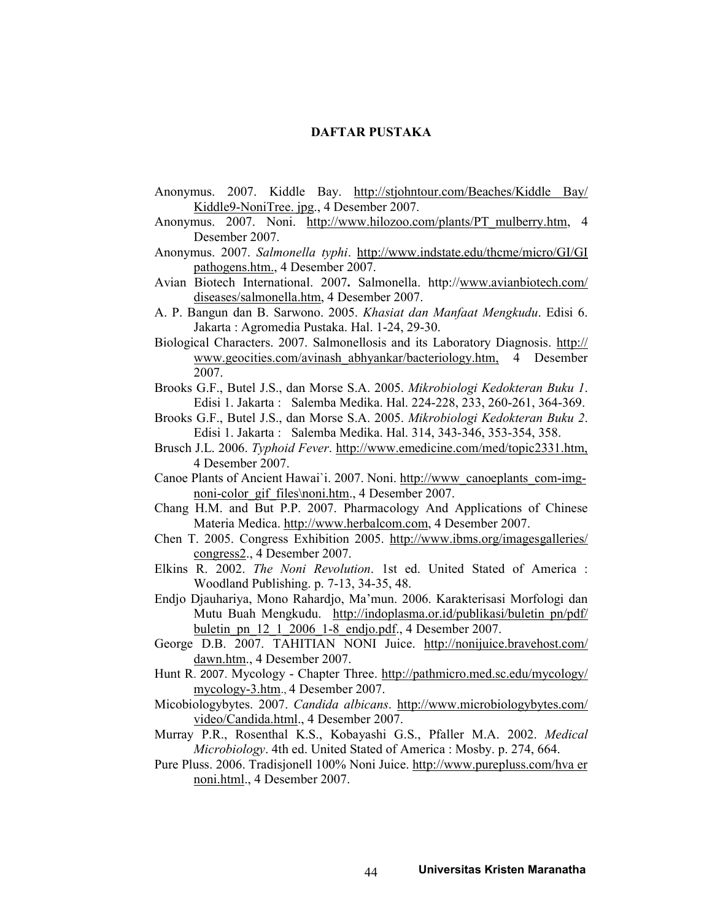# DAFTAR PUSTAKA

Anonymus. 2007. Kiddle Bay. http://stjohntour.com/Beaches/Kiddle Bay/ Kiddle9-NoniTree. jpg., 4 Desember 2007.

Anonymus. 2007. Noni. http://www.hilozoo.com/plants/PT_mulberry.htm, 4 Desember 2007.

Anonymus. 2007. *Salmonella typhi*. http://www.indstate.edu/thcme/micro/GI/GI pathogens.htm., 4 Desember 2007.

Avian Biotech International. 2007**.** Salmonella. http://www.avianbiotech.com/ diseases/salmonella.htm, 4 Desember 2007.

A. P. Bangun dan B. Sarwono. 2005. *Khasiat dan Manfaat Mengkudu*. Edisi 6. Jakarta : Agromedia Pustaka. Hal. 1-24, 29-30.

Biological Characters. 2007. Salmonellosis and its Laboratory Diagnosis. http:// www.geocities.com/avinash_abhyankar/bacteriology.htm, 4 Desember 2007.

Brooks G.F., Butel J.S., dan Morse S.A. 2005. *Mikrobiologi Kedokteran Buku 1*. Edisi 1. Jakarta : Salemba Medika. Hal. 224-228, 233, 260-261, 364-369.

Brooks G.F., Butel J.S., dan Morse S.A. 2005. *Mikrobiologi Kedokteran Buku 2*. Edisi 1. Jakarta : Salemba Medika. Hal. 314, 343-346, 353-354, 358.

Brusch J.L. 2006. *Typhoid Fever*. http://www.emedicine.com/med/topic2331.htm, 4 Desember 2007.

Canoe Plants of Ancient Hawai`i. 2007. Noni. http://www_canoeplants_com-img-noni-color_gif_files\noni.htm., 4 Desember 2007.

Chang H.M. and But P.P. 2007. Pharmacology And Applications of Chinese Materia Medica. http://www.herbalcom.com, 4 Desember 2007.

Chen T. 2005. Congress Exhibition 2005. http://www.ibms.org/imagesgalleries/ congress2., 4 Desember 2007.

Elkins R. 2002. *The Noni Revolution*. 1st ed. United Stated of America : Woodland Publishing. p. 7-13, 34-35, 48.

Endjo Djauhariya, Mono Rahardjo, Ma'mun. 2006. Karakterisasi Morfologi dan Mutu Buah Mengkudu. http://indoplasma.or.id/publikasi/buletin_pn/pdf/ buletin_pn_12_1_2006_1-8_endjo.pdf., 4 Desember 2007.

George D.B. 2007. TAHITIAN NONI Juice. http://nonijuice.bravehost.com/ dawn.htm., 4 Desember 2007.

Hunt R. 2007. Mycology - Chapter Three. http://pathmicro.med.sc.edu/mycology/ mycology-3.htm., 4 Desember 2007.

Micobiologybytes. 2007. *Candida albicans*. http://www.microbiologybytes.com/ video/Candida.html., 4 Desember 2007.

Murray P.R., Rosenthal K.S., Kobayashi G.S., Pfaller M.A. 2002. *Medical Microbiology*. 4th ed. United Stated of America : Mosby. p. 274, 664.

Pure Pluss. 2006. Tradisjonell 100% Noni Juice. http://www.purepluss.com/hva er noni.html., 4 Desember 2007.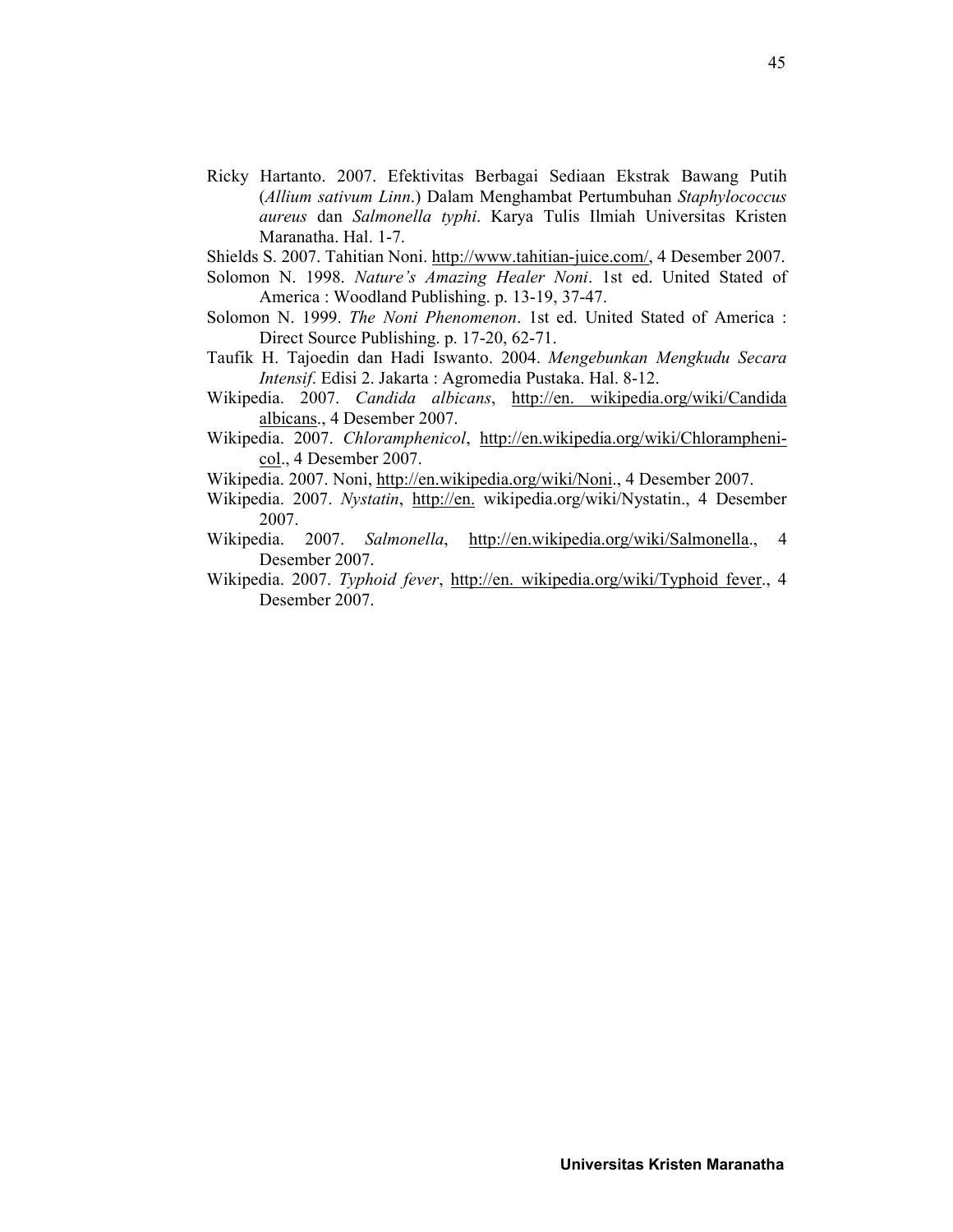Ricky Hartanto. 2007. Efektivitas Berbagai Sediaan Ekstrak Bawang Putih (*Allium sativum Linn*.) Dalam Menghambat Pertumbuhan *Staphylococcus aureus* dan *Salmonella typhi*. Karya Tulis Ilmiah Universitas Kristen Maranatha. Hal. 1-7.

Shields S. 2007. Tahitian Noni. http://www.tahitian-juice.com/, 4 Desember 2007.

Solomon N. 1998. *Nature's Amazing Healer Noni*. 1st ed. United Stated of America : Woodland Publishing. p. 13-19, 37-47.

Solomon N. 1999. *The Noni Phenomenon*. 1st ed. United Stated of America : Direct Source Publishing. p. 17-20, 62-71.

Taufik H. Tajoedin dan Hadi Iswanto. 2004. *Mengebunkan Mengkudu Secara Intensif*. Edisi 2. Jakarta : Agromedia Pustaka. Hal. 8-12.

Wikipedia. 2007. *Candida albicans*, http://en. wikipedia.org/wiki/Candida albicans., 4 Desember 2007.

Wikipedia. 2007. *Chloramphenicol*, http://en.wikipedia.org/wiki/Chloramphenicol., 4 Desember 2007.

Wikipedia. 2007. Noni, http://en.wikipedia.org/wiki/Noni., 4 Desember 2007.

Wikipedia. 2007. *Nystatin*, http://en. wikipedia.org/wiki/Nystatin., 4 Desember 2007.

Wikipedia. 2007. *Salmonella*, http://en.wikipedia.org/wiki/Salmonella., 4 Desember 2007.

Wikipedia. 2007. *Typhoid fever*, http://en. wikipedia.org/wiki/Typhoid fever., 4 Desember 2007.